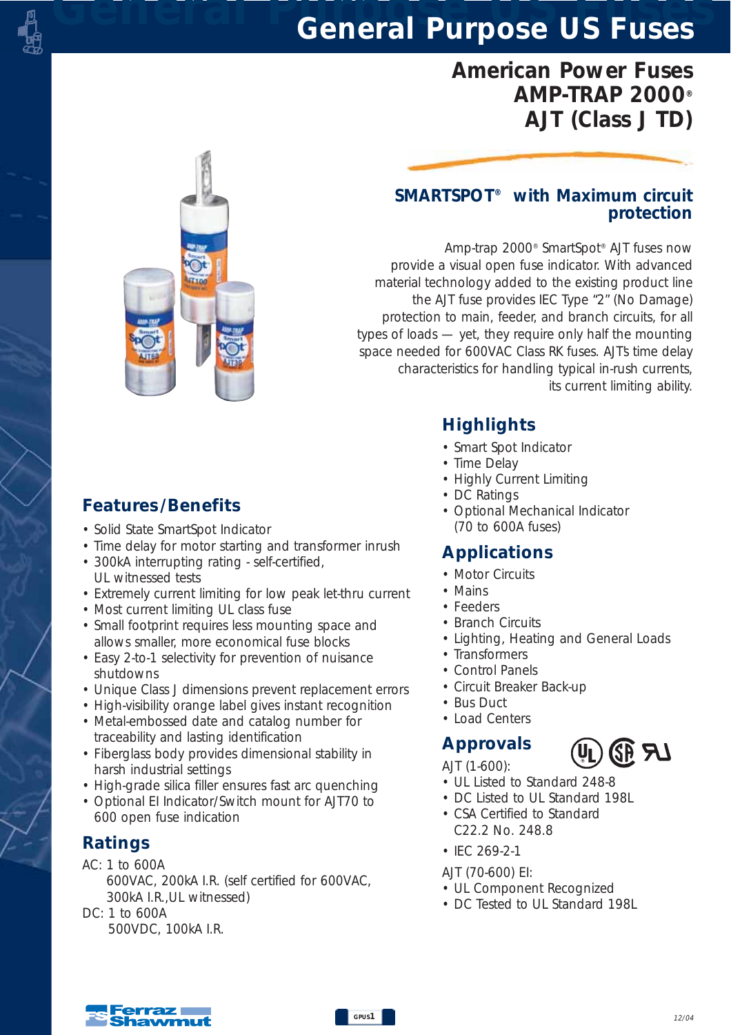# General Purpose US Fuses

## American Power Fuses
## AMP-TRAP 2000®
## AJT (Class J TD)

### SMARTSPOT® with Maximum circuit protection

Amp-trap 2000® SmartSpot® AJT fuses now provide a visual open fuse indicator. With advanced material technology added to the existing product line the AJT fuse provides IEC Type "2" (No Damage) protection to main, feeder, and branch circuits, for all types of loads — yet, they require only half the mounting space needed for 600VAC Class RK fuses. AJT's time delay characteristics for handling typical in-rush currents, its current limiting ability.

### Highlights

- Smart Spot Indicator
- Time Delay
- Highly Current Limiting
- DC Ratings
- Optional Mechanical Indicator (70 to 600A fuses)

### Applications

- Motor Circuits
- Mains
- Feeders
- Branch Circuits
- Lighting, Heating and General Loads
- Transformers
- Control Panels
- Circuit Breaker Back-up
- Bus Duct
- Load Centers

### Approvals

AJT (1-600):
- UL Listed to Standard 248-8
- DC Listed to UL Standard 198L
- CSA Certified to Standard C22.2 No. 248.8
- IEC 269-2-1

AJT (70-600) EI:
- UL Component Recognized
- DC Tested to UL Standard 198L

### Features/Benefits

- Solid State SmartSpot Indicator
- Time delay for motor starting and transformer inrush
- 300kA interrupting rating - self-certified, UL witnessed tests
- Extremely current limiting for low peak let-thru current
- Most current limiting UL class fuse
- Small footprint requires less mounting space and allows smaller, more economical fuse blocks
- Easy 2-to-1 selectivity for prevention of nuisance shutdowns
- Unique Class J dimensions prevent replacement errors
- High-visibility orange label gives instant recognition
- Metal-embossed date and catalog number for traceability and lasting identification
- Fiberglass body provides dimensional stability in harsh industrial settings
- High-grade silica filler ensures fast arc quenching
- Optional EI Indicator/Switch mount for AJT70 to 600 open fuse indication

### Ratings

AC: 1 to 600A
600VAC, 200kA I.R. (self certified for 600VAC, 300kA I.R.,UL witnessed)

DC: 1 to 600A
500VDC, 100kA I.R.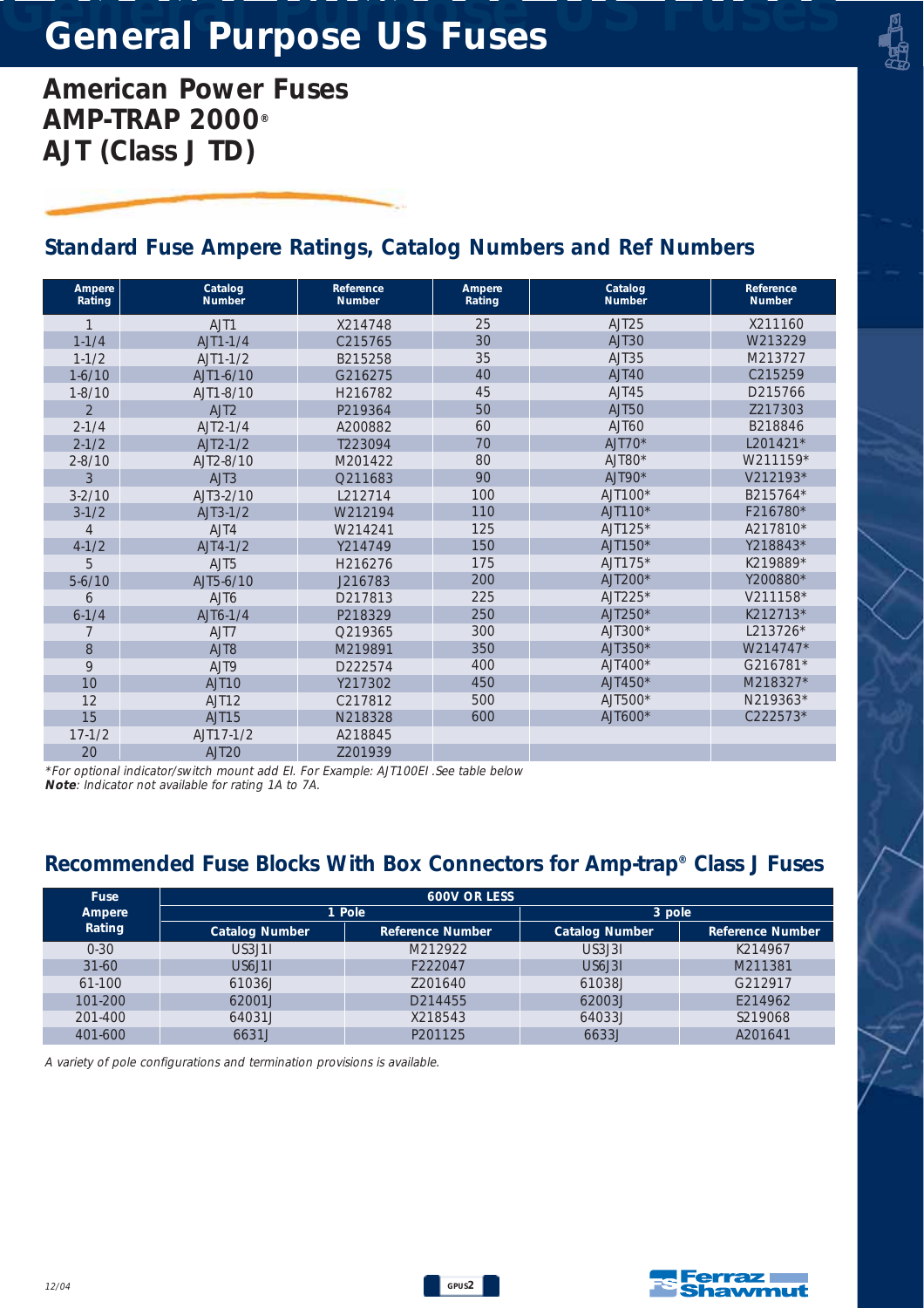# General Purpose US Fuses

## American Power Fuses
## AMP-TRAP 2000®
## AJT (Class J TD)

### Standard Fuse Ampere Ratings, Catalog Numbers and Ref Numbers

| Ampere Rating | Catalog Number | Reference Number | Ampere Rating | Catalog Number | Reference Number |
|---|---|---|---|---|---|
| 1 | AJT1 | X214748 | 25 | AJT25 | X211160 |
| 1-1/4 | AJT1-1/4 | C215765 | 30 | AJT30 | W213229 |
| 1-1/2 | AJT1-1/2 | B215258 | 35 | AJT35 | M213727 |
| 1-6/10 | AJT1-6/10 | G216275 | 40 | AJT40 | C215259 |
| 1-8/10 | AJT1-8/10 | H216782 | 45 | AJT45 | D215766 |
| 2 | AJT2 | P219364 | 50 | AJT50 | Z217303 |
| 2-1/4 | AJT2-1/4 | A200882 | 60 | AJT60 | B218846 |
| 2-1/2 | AJT2-1/2 | T223094 | 70 | AJT70* | L201421* |
| 2-8/10 | AJT2-8/10 | M201422 | 80 | AJT80* | W211159* |
| 3 | AJT3 | Q211683 | 90 | AJT90* | V212193* |
| 3-2/10 | AJT3-2/10 | L212714 | 100 | AJT100* | B215764* |
| 3-1/2 | AJT3-1/2 | W212194 | 110 | AJT110* | F216780* |
| 4 | AJT4 | W214241 | 125 | AJT125* | A217810* |
| 4-1/2 | AJT4-1/2 | Y214749 | 150 | AJT150* | Y218843* |
| 5 | AJT5 | H216276 | 175 | AJT175* | K219889* |
| 5-6/10 | AJT5-6/10 | J216783 | 200 | AJT200* | Y200880* |
| 6 | AJT6 | D217813 | 225 | AJT225* | V211158* |
| 6-1/4 | AJT6-1/4 | P218329 | 250 | AJT250* | K212713* |
| 7 | AJT7 | Q219365 | 300 | AJT300* | L213726* |
| 8 | AJT8 | M219891 | 350 | AJT350* | W214747* |
| 9 | AJT9 | D222574 | 400 | AJT400* | G216781* |
| 10 | AJT10 | Y217302 | 450 | AJT450* | M218327* |
| 12 | AJT12 | C217812 | 500 | AJT500* | N219363* |
| 15 | AJT15 | N218328 | 600 | AJT600* | C222573* |
| 17-1/2 | AJT17-1/2 | A218845 | | | |
| 20 | AJT20 | Z201939 | | | |

*For optional indicator/switch mount add EI. For Example: AJT100EI .See table below*
***Note**: Indicator not available for rating 1A to 7A.*

### Recommended Fuse Blocks With Box Connectors for Amp-trap® Class J Fuses

| Fuse Ampere Rating | 600V OR LESS | | | |
|---|---|---|---|---|
| | 1 Pole | | 3 pole | |
| | Catalog Number | Reference Number | Catalog Number | Reference Number |
| 0-30 | US3J1I | M212922 | US3J3I | K214967 |
| 31-60 | US6J1I | F222047 | US6J3I | M211381 |
| 61-100 | 61036J | Z201640 | 61038J | G212917 |
| 101-200 | 62001J | D214455 | 62003J | E214962 |
| 201-400 | 64031J | X218543 | 64033J | S219068 |
| 401-600 | 6631J | P201125 | 6633J | A201641 |

*A variety of pole configurations and termination provisions is available.*

12/04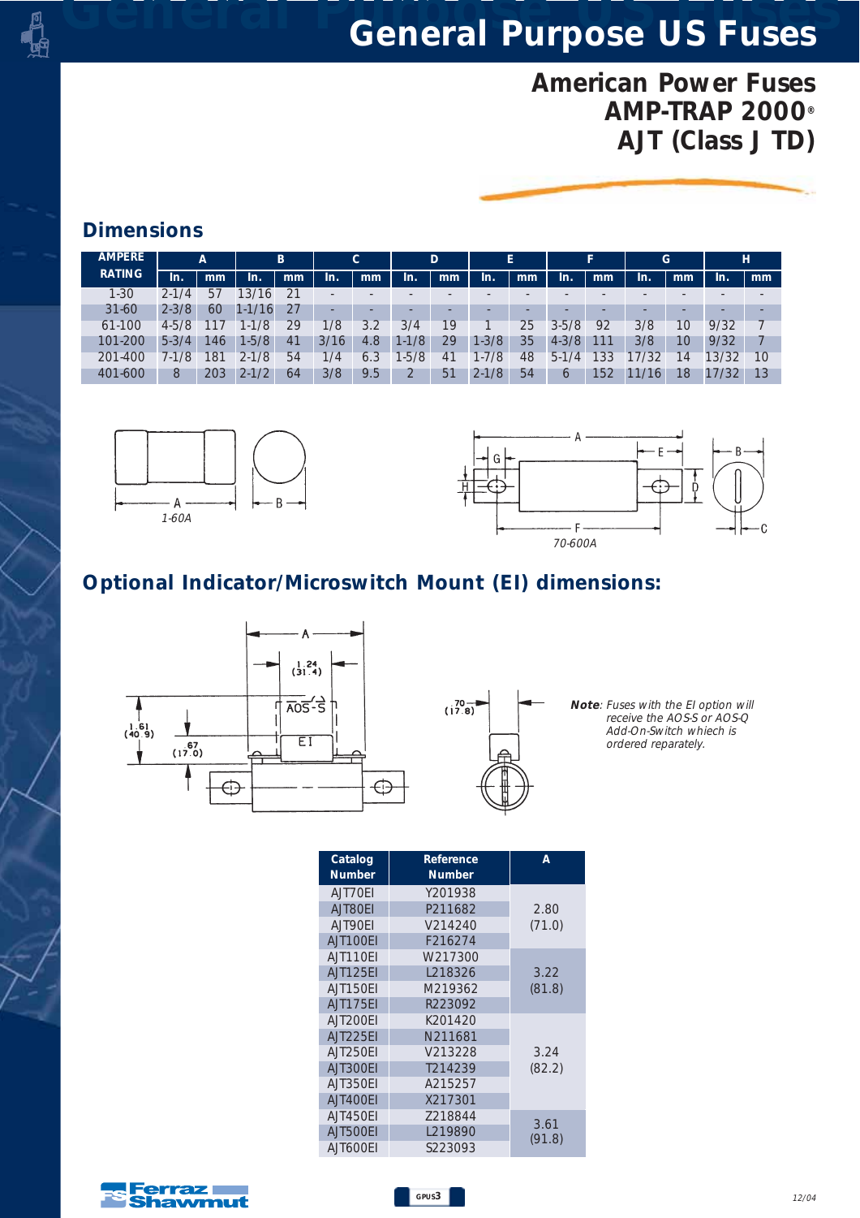# General Purpose US Fuses

## American Power Fuses
## AMP-TRAP 2000®
## AJT (Class J TD)

## Dimensions

| AMPERE RATING | A | | B | | C | | D | | E | | F | | G | | H | |
|---|---|---|---|---|---|---|---|---|---|---|---|---|---|---|---|---|
| | In. | mm | In. | mm | In. | mm | In. | mm | In. | mm | In. | mm | In. | mm | In. | mm |
| 1-30 | 2-1/4 | 57 | 13/16 | 21 | - | - | - | - | - | - | - | - | - | - | - | - |
| 31-60 | 2-3/8 | 60 | 1-1/16 | 27 | - | - | - | - | - | - | - | - | - | - | - | - |
| 61-100 | 4-5/8 | 117 | 1-1/8 | 29 | 1/8 | 3.2 | 3/4 | 19 | 1 | 25 | 3-5/8 | 92 | 3/8 | 10 | 9/32 | 7 |
| 101-200 | 5-3/4 | 146 | 1-5/8 | 41 | 3/16 | 4.8 | 1-1/8 | 29 | 1-3/8 | 35 | 4-3/8 | 111 | 3/8 | 10 | 9/32 | 7 |
| 201-400 | 7-1/8 | 181 | 2-1/8 | 54 | 1/4 | 6.3 | 1-5/8 | 41 | 1-7/8 | 48 | 5-1/4 | 133 | 17/32 | 14 | 13/32 | 10 |
| 401-600 | 8 | 203 | 2-1/2 | 64 | 3/8 | 9.5 | 2 | 51 | 2-1/8 | 54 | 6 | 152 | 11/16 | 18 | 17/32 | 13 |

1-60A

70-600A

## Optional Indicator/Microswitch Mount (EI) dimensions:

*Note: Fuses with the EI option will receive the AOS-S or AOS-Q Add-On-Switch whiech is ordered reparately.*

| Catalog Number | Reference Number | A |
|---|---|---|
| AJT70EI | Y201938 | 2.80 (71.0) |
| AJT80EI | P211682 | |
| AJT90EI | V214240 | |
| AJT100EI | F216274 | |
| AJT110EI | W217300 | 3.22 (81.8) |
| AJT125EI | L218326 | |
| AJT150EI | M219362 | |
| AJT175EI | R223092 | |
| AJT200EI | K201420 | 3.24 (82.2) |
| AJT225EI | N211681 | |
| AJT250EI | V213228 | |
| AJT300EI | T214239 | |
| AJT350EI | A215257 | |
| AJT400EI | X217301 | |
| AJT450EI | Z218844 | 3.61 (91.8) |
| AJT500EI | L219890 | |
| AJT600EI | S223093 | |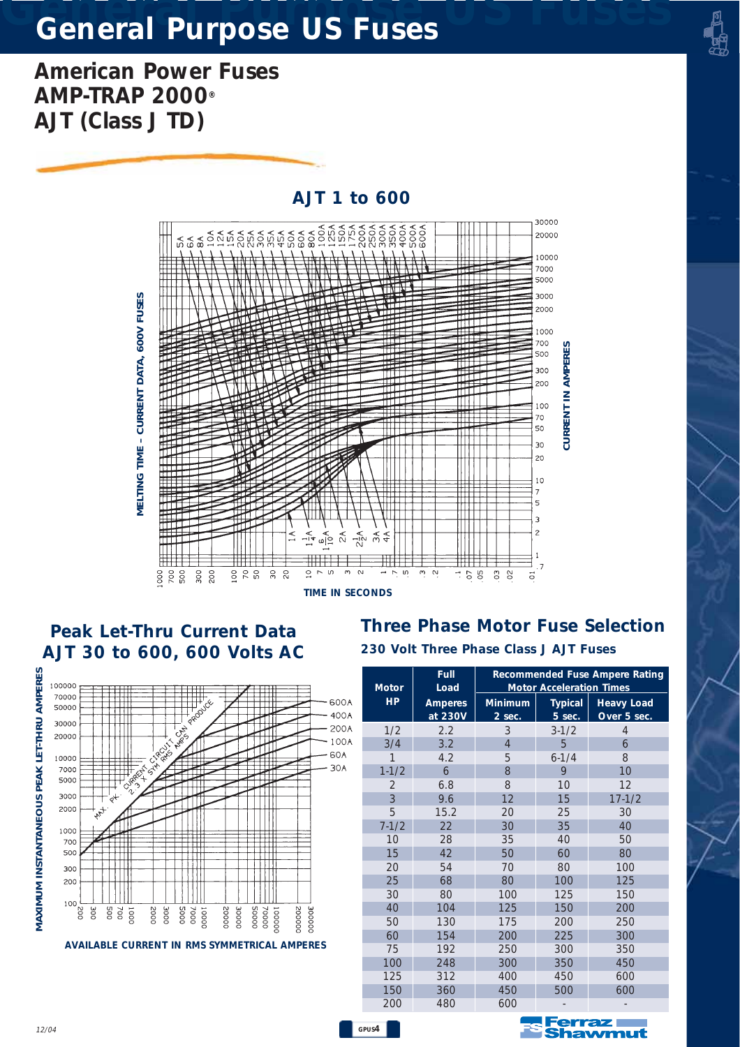# General Purpose US Fuses

## American Power Fuses
## AMP-TRAP 2000®
## AJT (Class J TD)

### AJT 1 to 600

MELTING TIME – CURRENT DATA, 600V FUSES

CURRENT IN AMPERES

TIME IN SECONDS

### Peak Let-Thru Current Data AJT 30 to 600, 600 Volts AC

MAXIMUM INSTANTANEOUS PEAK LET-THRU AMPERES

AVAILABLE CURRENT IN RMS SYMMETRICAL AMPERES

### Three Phase Motor Fuse Selection

**230 Volt Three Phase Class J AJT Fuses**

| Motor HP | Full Load Amperes at 230V | Recommended Fuse Ampere Rating Motor Acceleration Times | | |
|---|---|---|---|---|
| | | Minimum 2 sec. | Typical 5 sec. | Heavy Load Over 5 sec. |
| 1/2 | 2.2 | 3 | 3-1/2 | 4 |
| 3/4 | 3.2 | 4 | 5 | 6 |
| 1 | 4.2 | 5 | 6-1/4 | 8 |
| 1-1/2 | 6 | 8 | 9 | 10 |
| 2 | 6.8 | 8 | 10 | 12 |
| 3 | 9.6 | 12 | 15 | 17-1/2 |
| 5 | 15.2 | 20 | 25 | 30 |
| 7-1/2 | 22 | 30 | 35 | 40 |
| 10 | 28 | 35 | 40 | 50 |
| 15 | 42 | 50 | 60 | 80 |
| 20 | 54 | 70 | 80 | 100 |
| 25 | 68 | 80 | 100 | 125 |
| 30 | 80 | 100 | 125 | 150 |
| 40 | 104 | 125 | 150 | 200 |
| 50 | 130 | 175 | 200 | 250 |
| 60 | 154 | 200 | 225 | 300 |
| 75 | 192 | 250 | 300 | 350 |
| 100 | 248 | 300 | 350 | 450 |
| 125 | 312 | 400 | 450 | 600 |
| 150 | 360 | 450 | 500 | 600 |
| 200 | 480 | 600 | - | - |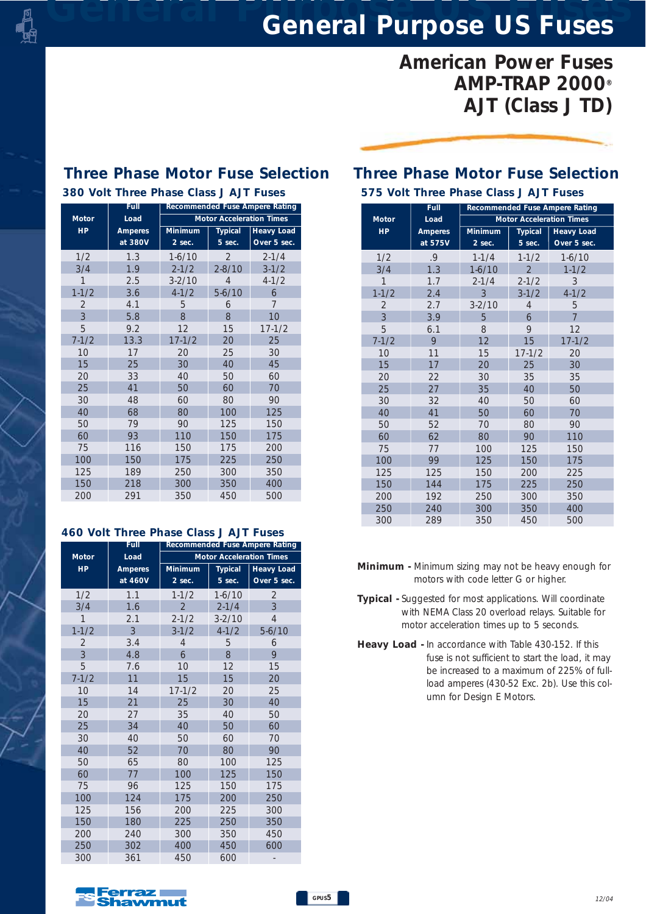# General Purpose US Fuses

## American Power Fuses
## AMP-TRAP 2000®
## AJT (Class J TD)

## Three Phase Motor Fuse Selection

### 380 Volt Three Phase Class J AJT Fuses

| Motor HP | Full Load Amperes at 380V | Recommended Fuse Ampere Rating — Motor Acceleration Times | | |
|---|---|---|---|---|
| | | Minimum 2 sec. | Typical 5 sec. | Heavy Load Over 5 sec. |
| 1/2 | 1.3 | 1-6/10 | 2 | 2-1/4 |
| 3/4 | 1.9 | 2-1/2 | 2-8/10 | 3-1/2 |
| 1 | 2.5 | 3-2/10 | 4 | 4-1/2 |
| 1-1/2 | 3.6 | 4-1/2 | 5-6/10 | 6 |
| 2 | 4.1 | 5 | 6 | 7 |
| 3 | 5.8 | 8 | 8 | 10 |
| 5 | 9.2 | 12 | 15 | 17-1/2 |
| 7-1/2 | 13.3 | 17-1/2 | 20 | 25 |
| 10 | 17 | 20 | 25 | 30 |
| 15 | 25 | 30 | 40 | 45 |
| 20 | 33 | 40 | 50 | 60 |
| 25 | 41 | 50 | 60 | 70 |
| 30 | 48 | 60 | 80 | 90 |
| 40 | 68 | 80 | 100 | 125 |
| 50 | 79 | 90 | 125 | 150 |
| 60 | 93 | 110 | 150 | 175 |
| 75 | 116 | 150 | 175 | 200 |
| 100 | 150 | 175 | 225 | 250 |
| 125 | 189 | 250 | 300 | 350 |
| 150 | 218 | 300 | 350 | 400 |
| 200 | 291 | 350 | 450 | 500 |

### 460 Volt Three Phase Class J AJT Fuses

| Motor HP | Full Load Amperes at 460V | Recommended Fuse Ampere Rating — Motor Acceleration Times | | |
|---|---|---|---|---|
| | | Minimum 2 sec. | Typical 5 sec. | Heavy Load Over 5 sec. |
| 1/2 | 1.1 | 1-1/2 | 1-6/10 | 2 |
| 3/4 | 1.6 | 2 | 2-1/4 | 3 |
| 1 | 2.1 | 2-1/2 | 3-2/10 | 4 |
| 1-1/2 | 3 | 3-1/2 | 4-1/2 | 5-6/10 |
| 2 | 3.4 | 4 | 5 | 6 |
| 3 | 4.8 | 6 | 8 | 9 |
| 5 | 7.6 | 10 | 12 | 15 |
| 7-1/2 | 11 | 15 | 15 | 20 |
| 10 | 14 | 17-1/2 | 20 | 25 |
| 15 | 21 | 25 | 30 | 40 |
| 20 | 27 | 35 | 40 | 50 |
| 25 | 34 | 40 | 50 | 60 |
| 30 | 40 | 50 | 60 | 70 |
| 40 | 52 | 70 | 80 | 90 |
| 50 | 65 | 80 | 100 | 125 |
| 60 | 77 | 100 | 125 | 150 |
| 75 | 96 | 125 | 150 | 175 |
| 100 | 124 | 175 | 200 | 250 |
| 125 | 156 | 200 | 225 | 300 |
| 150 | 180 | 225 | 250 | 350 |
| 200 | 240 | 300 | 350 | 450 |
| 250 | 302 | 400 | 450 | 600 |
| 300 | 361 | 450 | 600 | - |

## Three Phase Motor Fuse Selection

### 575 Volt Three Phase Class J AJT Fuses

| Motor HP | Full Load Amperes at 575V | Recommended Fuse Ampere Rating — Motor Acceleration Times | | |
|---|---|---|---|---|
| | | Minimum 2 sec. | Typical 5 sec. | Heavy Load Over 5 sec. |
| 1/2 | .9 | 1-1/4 | 1-1/2 | 1-6/10 |
| 3/4 | 1.3 | 1-6/10 | 2 | 1-1/2 |
| 1 | 1.7 | 2-1/4 | 2-1/2 | 3 |
| 1-1/2 | 2.4 | 3 | 3-1/2 | 4-1/2 |
| 2 | 2.7 | 3-2/10 | 4 | 5 |
| 3 | 3.9 | 5 | 6 | 7 |
| 5 | 6.1 | 8 | 9 | 12 |
| 7-1/2 | 9 | 12 | 15 | 17-1/2 |
| 10 | 11 | 15 | 17-1/2 | 20 |
| 15 | 17 | 20 | 25 | 30 |
| 20 | 22 | 30 | 35 | 35 |
| 25 | 27 | 35 | 40 | 50 |
| 30 | 32 | 40 | 50 | 60 |
| 40 | 41 | 50 | 60 | 70 |
| 50 | 52 | 70 | 80 | 90 |
| 60 | 62 | 80 | 90 | 110 |
| 75 | 77 | 100 | 125 | 150 |
| 100 | 99 | 125 | 150 | 175 |
| 125 | 125 | 150 | 200 | 225 |
| 150 | 144 | 175 | 225 | 250 |
| 200 | 192 | 250 | 300 | 350 |
| 250 | 240 | 300 | 350 | 400 |
| 300 | 289 | 350 | 450 | 500 |

**Minimum -** Minimum sizing may not be heavy enough for motors with code letter G or higher.

**Typical -** Suggested for most applications. Will coordinate with NEMA Class 20 overload relays. Suitable for motor acceleration times up to 5 seconds.

**Heavy Load -** In accordance with Table 430-152. If this fuse is not sufficient to start the load, it may be increased to a maximum of 225% of full-load amperes (430-52 Exc. 2b). Use this column for Design E Motors.

Ferraz Shawmut

GPUS5

12/04